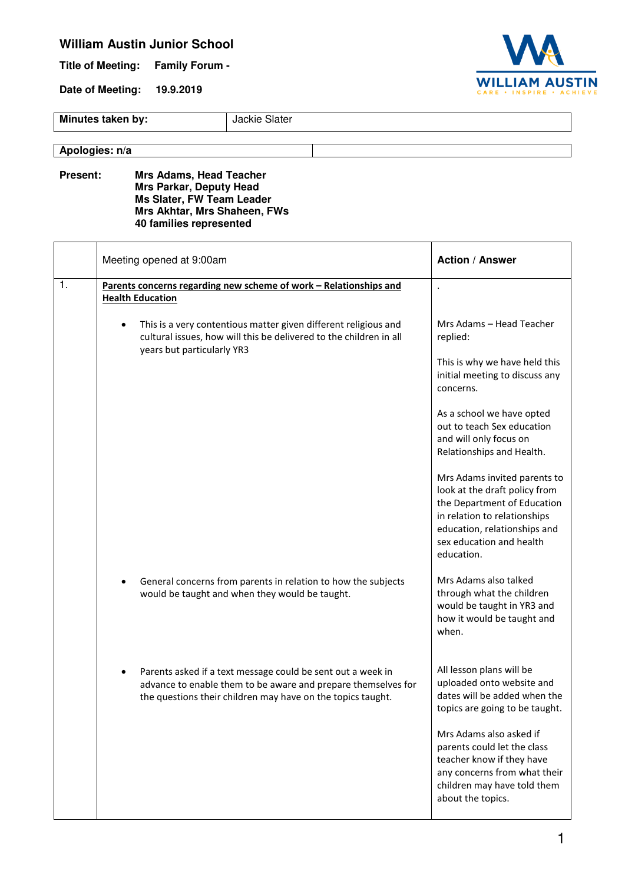# William Austin Junior School

**Title of Meeting:** Family Forum -

**Date of Meeting:** 19.9.2019

| **Minutes taken by:** | Jackie Slater |
|---|---|

| **Apologies: n/a** | |
|---|---|

**Present:**
**Mrs Adams, Head Teacher**
**Mrs Parkar, Deputy Head**
**Ms Slater, FW Team Leader**
**Mrs Akhtar, Mrs Shaheen, FWs**
**40 families represented**

| | Meeting opened at 9:00am | **Action / Answer** |
|---|---|---|
| 1. | **Parents concerns regarding new scheme of work – Relationships and Health Education** | . |
| | • This is a very contentious matter given different religious and cultural issues, how will this be delivered to the children in all years but particularly YR3 | Mrs Adams – Head Teacher replied:<br><br>This is why we have held this initial meeting to discuss any concerns.<br><br>As a school we have opted out to teach Sex education and will only focus on Relationships and Health.<br><br>Mrs Adams invited parents to look at the draft policy from the Department of Education in relation to relationships education, relationships and sex education and health education. |
| | • General concerns from parents in relation to how the subjects would be taught and when they would be taught. | Mrs Adams also talked through what the children would be taught in YR3 and how it would be taught and when. |
| | • Parents asked if a text message could be sent out a week in advance to enable them to be aware and prepare themselves for the questions their children may have on the topics taught. | All lesson plans will be uploaded onto website and dates will be added when the topics are going to be taught.<br><br>Mrs Adams also asked if parents could let the class teacher know if they have any concerns from what their children may have told them about the topics. |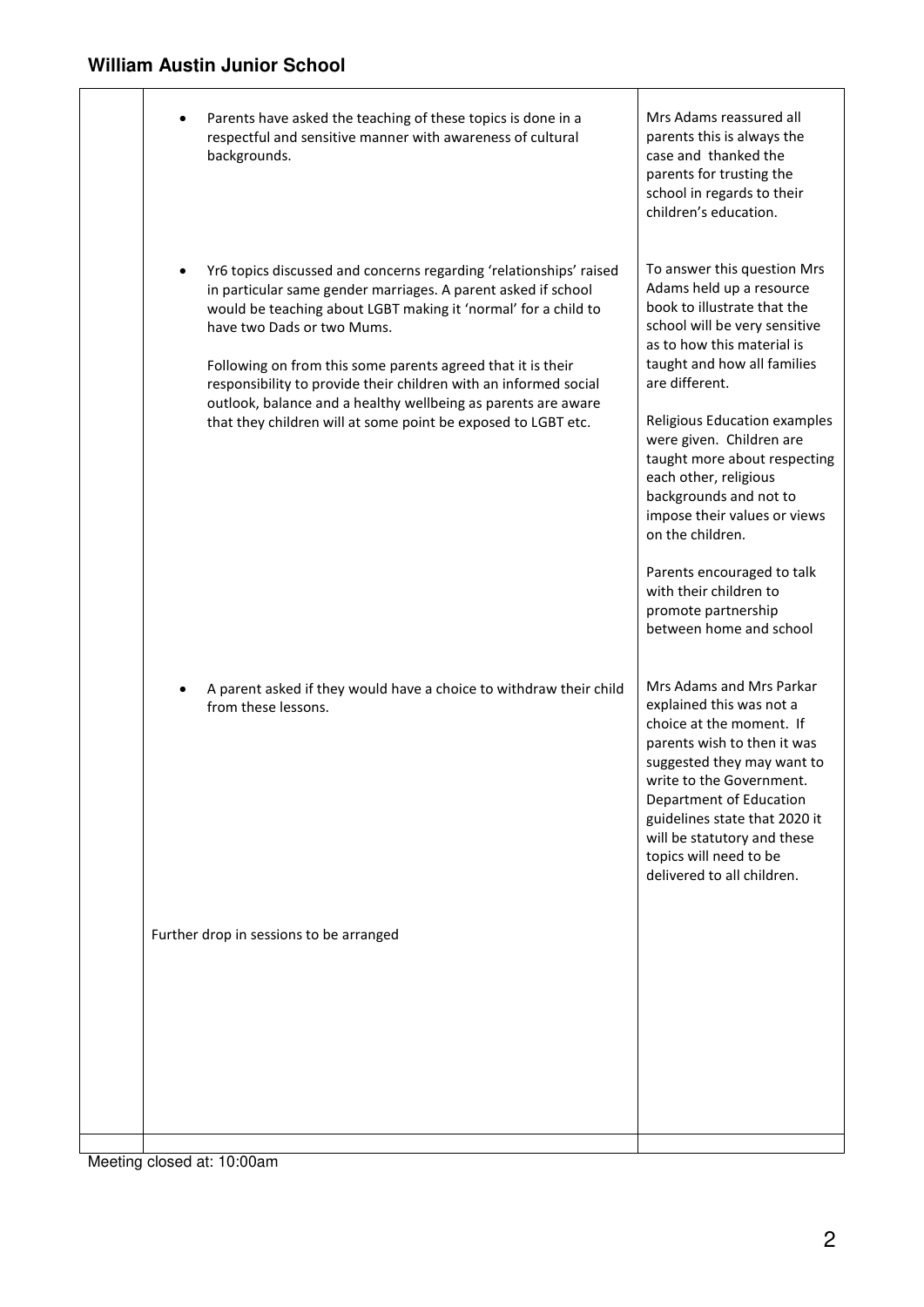| | | |
|---|---|---|
| | • Parents have asked the teaching of these topics is done in a respectful and sensitive manner with awareness of cultural backgrounds. | Mrs Adams reassured all parents this is always the case and thanked the parents for trusting the school in regards to their children's education. |
| | • Yr6 topics discussed and concerns regarding 'relationships' raised in particular same gender marriages. A parent asked if school would be teaching about LGBT making it 'normal' for a child to have two Dads or two Mums.<br><br>Following on from this some parents agreed that it is their responsibility to provide their children with an informed social outlook, balance and a healthy wellbeing as parents are aware that they children will at some point be exposed to LGBT etc. | To answer this question Mrs Adams held up a resource book to illustrate that the school will be very sensitive as to how this material is taught and how all families are different.<br><br>Religious Education examples were given. Children are taught more about respecting each other, religious backgrounds and not to impose their values or views on the children.<br><br>Parents encouraged to talk with their children to promote partnership between home and school |
| | • A parent asked if they would have a choice to withdraw their child from these lessons. | Mrs Adams and Mrs Parkar explained this was not a choice at the moment. If parents wish to then it was suggested they may want to write to the Government. Department of Education guidelines state that 2020 it will be statutory and these topics will need to be delivered to all children. |
| | Further drop in sessions to be arranged | |
| | | |

Meeting closed at: 10:00am